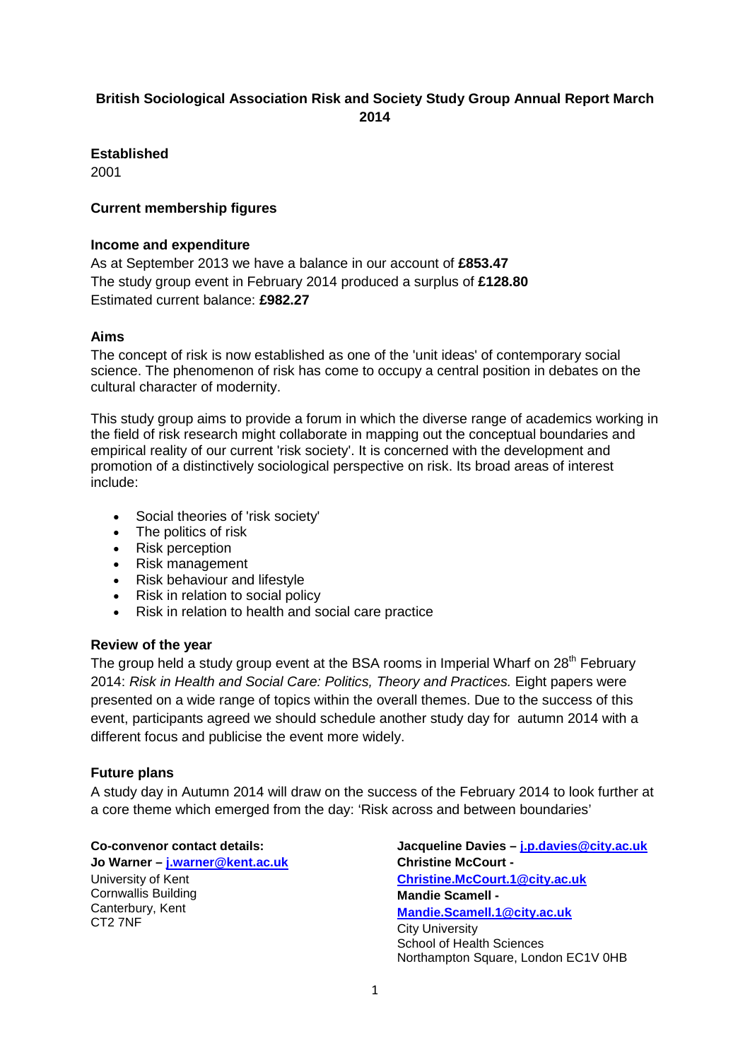# British Sociological Association Risk and Society Study Group Annual Report March 2014

**Established**

2001

**Current membership figures**

**Income and expenditure**

As at September 2013 we have a balance in our account of **£853.47**
The study group event in February 2014 produced a surplus of **£128.80**
Estimated current balance: **£982.27**

**Aims**

The concept of risk is now established as one of the 'unit ideas' of contemporary social science. The phenomenon of risk has come to occupy a central position in debates on the cultural character of modernity.

This study group aims to provide a forum in which the diverse range of academics working in the field of risk research might collaborate in mapping out the conceptual boundaries and empirical reality of our current 'risk society'. It is concerned with the development and promotion of a distinctively sociological perspective on risk. Its broad areas of interest include:

- Social theories of 'risk society'
- The politics of risk
- Risk perception
- Risk management
- Risk behaviour and lifestyle
- Risk in relation to social policy
- Risk in relation to health and social care practice

**Review of the year**

The group held a study group event at the BSA rooms in Imperial Wharf on 28th February 2014: *Risk in Health and Social Care: Politics, Theory and Practices.* Eight papers were presented on a wide range of topics within the overall themes. Due to the success of this event, participants agreed we should schedule another study day for autumn 2014 with a different focus and publicise the event more widely.

**Future plans**

A study day in Autumn 2014 will draw on the success of the February 2014 to look further at a core theme which emerged from the day: 'Risk across and between boundaries'

**Co-convenor contact details:**
**Jo Warner – j.warner@kent.ac.uk**
University of Kent
Cornwallis Building
Canterbury, Kent
CT2 7NF

**Jacqueline Davies – j.p.davies@city.ac.uk**
**Christine McCourt - Christine.McCourt.1@city.ac.uk**
**Mandie Scamell - Mandie.Scamell.1@city.ac.uk**
City University
School of Health Sciences
Northampton Square, London EC1V 0HB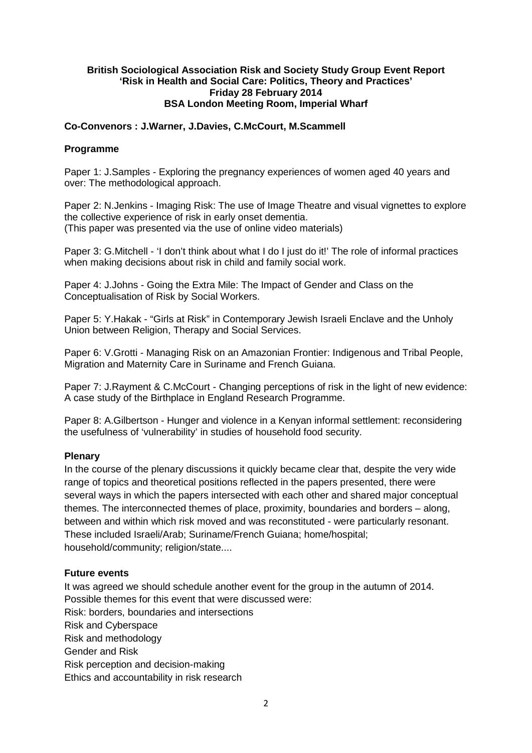**British Sociological Association Risk and Society Study Group Event Report**
**'Risk in Health and Social Care: Politics, Theory and Practices'**
**Friday 28 February 2014**
**BSA London Meeting Room, Imperial Wharf**

**Co-Convenors : J.Warner, J.Davies, C.McCourt, M.Scammell**

## Programme

Paper 1: J.Samples - Exploring the pregnancy experiences of women aged 40 years and over: The methodological approach.

Paper 2: N.Jenkins - Imaging Risk: The use of Image Theatre and visual vignettes to explore the collective experience of risk in early onset dementia.
(This paper was presented via the use of online video materials)

Paper 3: G.Mitchell - 'I don't think about what I do I just do it!' The role of informal practices when making decisions about risk in child and family social work.

Paper 4: J.Johns - Going the Extra Mile: The Impact of Gender and Class on the Conceptualisation of Risk by Social Workers.

Paper 5: Y.Hakak - "Girls at Risk" in Contemporary Jewish Israeli Enclave and the Unholy Union between Religion, Therapy and Social Services.

Paper 6: V.Grotti - Managing Risk on an Amazonian Frontier: Indigenous and Tribal People, Migration and Maternity Care in Suriname and French Guiana.

Paper 7: J.Rayment & C.McCourt - Changing perceptions of risk in the light of new evidence: A case study of the Birthplace in England Research Programme.

Paper 8: A.Gilbertson - Hunger and violence in a Kenyan informal settlement: reconsidering the usefulness of 'vulnerability' in studies of household food security.

## Plenary

In the course of the plenary discussions it quickly became clear that, despite the very wide range of topics and theoretical positions reflected in the papers presented, there were several ways in which the papers intersected with each other and shared major conceptual themes. The interconnected themes of place, proximity, boundaries and borders – along, between and within which risk moved and was reconstituted - were particularly resonant. These included Israeli/Arab; Suriname/French Guiana; home/hospital; household/community; religion/state....

## Future events

It was agreed we should schedule another event for the group in the autumn of 2014.
Possible themes for this event that were discussed were:
Risk: borders, boundaries and intersections
Risk and Cyberspace
Risk and methodology
Gender and Risk
Risk perception and decision-making
Ethics and accountability in risk research